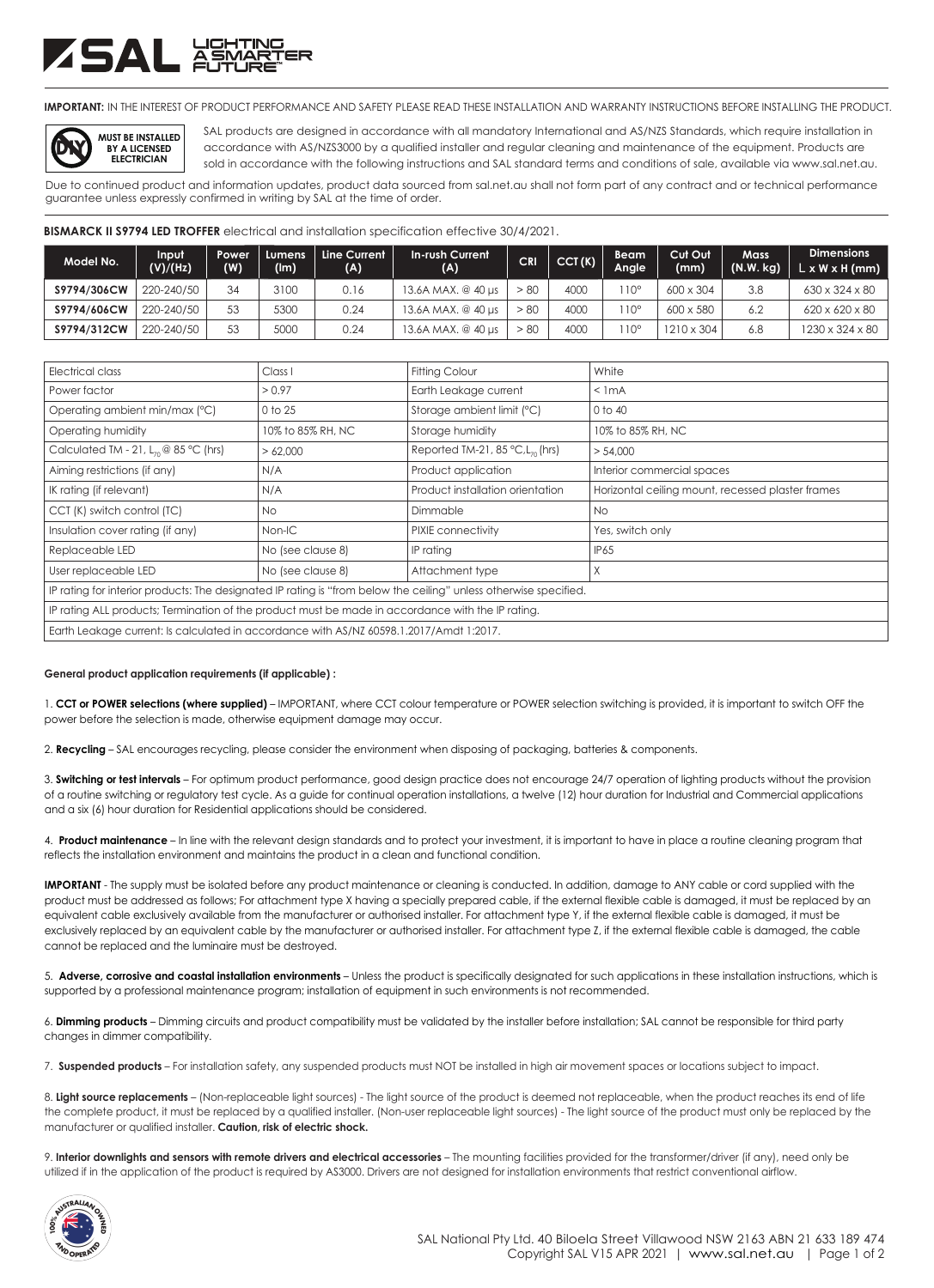**IMPORTANT:** IN THE INTEREST OF PRODUCT PERFORMANCE AND SAFETY PLEASE READ THESE INSTALLATION AND WARRANTY INSTRUCTIONS BEFORE INSTALLING THE PRODUCT.

**MUST BE INSTALLED BY A LICENSED ELECTRICIAN**

SAL products are designed in accordance with all mandatory International and AS/NZS Standards, which require installation in accordance with AS/NZS3000 by a qualified installer and regular cleaning and maintenance of the equipment. Products are sold in accordance with the following instructions and SAL standard terms and conditions of sale, available via www.sal.net.au.

Due to continued product and information updates, product data sourced from sal.net.au shall not form part of any contract and or technical performance guarantee unless expressly confirmed in writing by SAL at the time of order.

**BISMARCK II S9794 LED TROFFER** electrical and installation specification effective 30/4/2021.

| Model No. | Input (V)/(Hz) | Power (W) | Lumens (lm) | Line Current (A) | In-rush Current (A) | CRI | CCT (K) | Beam Angle | Cut Out (mm) | Mass (N.W. kg) | Dimensions L x W x H (mm) |
|---|---|---|---|---|---|---|---|---|---|---|---|
| S9794/306CW | 220-240/50 | 34 | 3100 | 0.16 | 13.6A MAX. @ 40 µs | > 80 | 4000 | 110° | 600 x 304 | 3.8 | 630 x 324 x 80 |
| S9794/606CW | 220-240/50 | 53 | 5300 | 0.24 | 13.6A MAX. @ 40 µs | > 80 | 4000 | 110° | 600 x 580 | 6.2 | 620 x 620 x 80 |
| S9794/312CW | 220-240/50 | 53 | 5000 | 0.24 | 13.6A MAX. @ 40 µs | > 80 | 4000 | 110° | 1210 x 304 | 6.8 | 1230 x 324 x 80 |

| | | | |
|---|---|---|---|
| Electrical class | Class I | Fitting Colour | White |
| Power factor | > 0.97 | Earth Leakage current | < 1mA |
| Operating ambient min/max (°C) | 0 to 25 | Storage ambient limit (°C) | 0 to 40 |
| Operating humidity | 10% to 85% RH, NC | Storage humidity | 10% to 85% RH, NC |
| Calculated TM - 21, $L_{70}$ @ 85 °C (hrs) | > 62,000 | Reported TM-21, 85 °C, $L_{70}$ (hrs) | > 54,000 |
| Aiming restrictions (if any) | N/A | Product application | Interior commercial spaces |
| IK rating (if relevant) | N/A | Product installation orientation | Horizontal ceiling mount, recessed plaster frames |
| CCT (K) switch control (TC) | No | Dimmable | No |
| Insulation cover rating (if any) | Non-IC | PIXIE connectivity | Yes, switch only |
| Replaceable LED | No (see clause 8) | IP rating | IP65 |
| User replaceable LED | No (see clause 8) | Attachment type | X |
| IP rating for interior products: The designated IP rating is "from below the ceiling" unless otherwise specified. | | | |
| IP rating ALL products; Termination of the product must be made in accordance with the IP rating. | | | |
| Earth Leakage current: Is calculated in accordance with AS/NZ 60598.1.2017/Amdt 1:2017. | | | |

**General product application requirements (if applicable) :**

1. **CCT or POWER selections (where supplied)** – IMPORTANT, where CCT colour temperature or POWER selection switching is provided, it is important to switch OFF the power before the selection is made, otherwise equipment damage may occur.

2. **Recycling** – SAL encourages recycling, please consider the environment when disposing of packaging, batteries & components.

3. **Switching or test intervals** – For optimum product performance, good design practice does not encourage 24/7 operation of lighting products without the provision of a routine switching or regulatory test cycle. As a guide for continual operation installations, a twelve (12) hour duration for Industrial and Commercial applications and a six (6) hour duration for Residential applications should be considered.

4. **Product maintenance** – In line with the relevant design standards and to protect your investment, it is important to have in place a routine cleaning program that reflects the installation environment and maintains the product in a clean and functional condition.

**IMPORTANT** - The supply must be isolated before any product maintenance or cleaning is conducted. In addition, damage to ANY cable or cord supplied with the product must be addressed as follows; For attachment type X having a specially prepared cable, if the external flexible cable is damaged, it must be replaced by an equivalent cable exclusively available from the manufacturer or authorised installer. For attachment type Y, if the external flexible cable is damaged, it must be exclusively replaced by an equivalent cable by the manufacturer or authorised installer. For attachment type Z, if the external flexible cable is damaged, the cable cannot be replaced and the luminaire must be destroyed.

5. **Adverse, corrosive and coastal installation environments** – Unless the product is specifically designated for such applications in these installation instructions, which is supported by a professional maintenance program; installation of equipment in such environments is not recommended.

6. **Dimming products** – Dimming circuits and product compatibility must be validated by the installer before installation; SAL cannot be responsible for third party changes in dimmer compatibility.

7. **Suspended products** – For installation safety, any suspended products must NOT be installed in high air movement spaces or locations subject to impact.

8. **Light source replacements** – (Non-replaceable light sources) - The light source of the product is deemed not replaceable, when the product reaches its end of life the complete product, it must be replaced by a qualified installer. (Non-user replaceable light sources) - The light source of the product must only be replaced by the manufacturer or qualified installer. **Caution, risk of electric shock.**

9. **Interior downlights and sensors with remote drivers and electrical accessories** – The mounting facilities provided for the transformer/driver (if any), need only be utilized if in the application of the product is required by AS3000. Drivers are not designed for installation environments that restrict conventional airflow.

SAL National Pty Ltd. 40 Biloela Street Villawood NSW 2163 ABN 21 633 189 474
Copyright SAL V15 APR 2021 | www.sal.net.au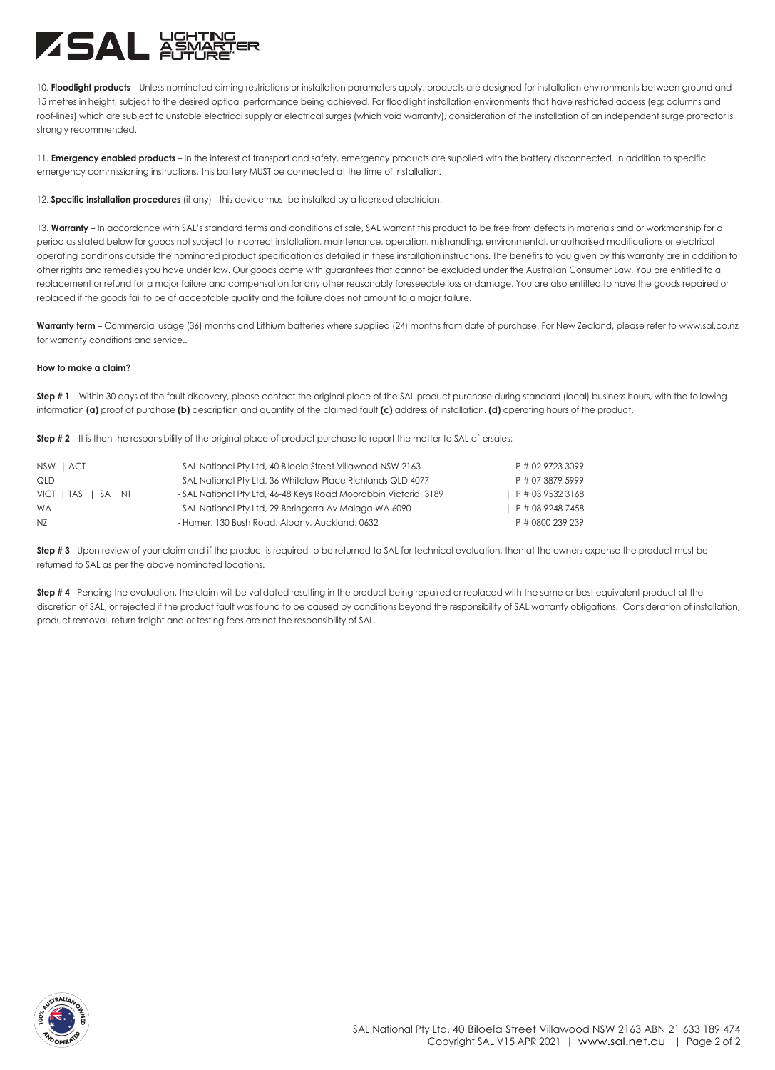10. **Floodlight products** – Unless nominated aiming restrictions or installation parameters apply, products are designed for installation environments between ground and 15 metres in height, subject to the desired optical performance being achieved. For floodlight installation environments that have restricted access (eg: columns and roof-lines) which are subject to unstable electrical supply or electrical surges (which void warranty), consideration of the installation of an independent surge protector is strongly recommended.

11. **Emergency enabled products** – In the interest of transport and safety, emergency products are supplied with the battery disconnected. In addition to specific emergency commissioning instructions, this battery MUST be connected at the time of installation.

12. **Specific installation procedures** (if any) - this device must be installed by a licensed electrician:

13. **Warranty** – In accordance with SAL's standard terms and conditions of sale, SAL warrant this product to be free from defects in materials and or workmanship for a period as stated below for goods not subject to incorrect installation, maintenance, operation, mishandling, environmental, unauthorised modifications or electrical operating conditions outside the nominated product specification as detailed in these installation instructions. The benefits to you given by this warranty are in addition to other rights and remedies you have under law. Our goods come with guarantees that cannot be excluded under the Australian Consumer Law. You are entitled to a replacement or refund for a major failure and compensation for any other reasonably foreseeable loss or damage. You are also entitled to have the goods repaired or replaced if the goods fail to be of acceptable quality and the failure does not amount to a major failure.

**Warranty term** – Commercial usage (36) months and Lithium batteries where supplied (24) months from date of purchase. For New Zealand, please refer to www.sal.co.nz for warranty conditions and service..

**How to make a claim?**

**Step # 1** – Within 30 days of the fault discovery, please contact the original place of the SAL product purchase during standard (local) business hours, with the following information **(a)** proof of purchase **(b)** description and quantity of the claimed fault **(c)** address of installation. **(d)** operating hours of the product.

**Step # 2** – It is then the responsibility of the original place of product purchase to report the matter to SAL aftersales;

| | | |
|---|---|---|
| NSW \| ACT | - SAL National Pty Ltd, 40 Biloela Street Villawood NSW 2163 | P # 02 9723 3099 |
| QLD | - SAL National Pty Ltd, 36 Whitelaw Place Richlands QLD 4077 | P # 07 3879 5999 |
| VICT \| TAS \| SA \| NT | - SAL National Pty Ltd, 46-48 Keys Road Moorabbin Victoria 3189 | P # 03 9532 3168 |
| WA | - SAL National Pty Ltd, 29 Beringarra Av Malaga WA 6090 | P # 08 9248 7458 |
| NZ | - Hamer, 130 Bush Road, Albany, Auckland, 0632 | P # 0800 239 239 |

**Step # 3** - Upon review of your claim and if the product is required to be returned to SAL for technical evaluation, then at the owners expense the product must be returned to SAL as per the above nominated locations.

**Step # 4** - Pending the evaluation, the claim will be validated resulting in the product being repaired or replaced with the same or best equivalent product at the discretion of SAL, or rejected if the product fault was found to be caused by conditions beyond the responsibility of SAL warranty obligations. Consideration of installation, product removal, return freight and or testing fees are not the responsibility of SAL.

SAL National Pty Ltd. 40 Biloela Street Villawood NSW 2163 ABN 21 633 189 474
Copyright SAL V15 APR 2021 | www.sal.net.au